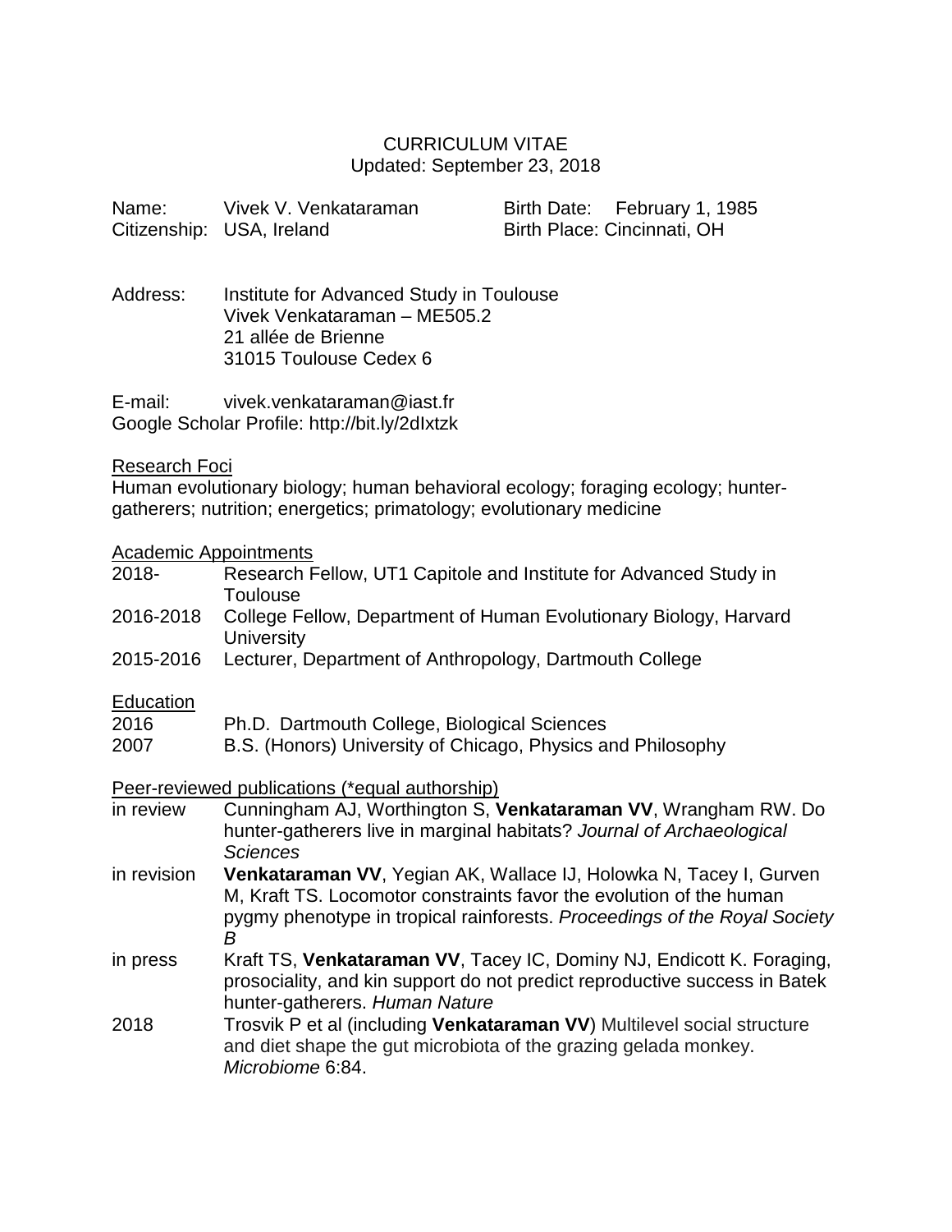# CURRICULUM VITAE

Updated: September 23, 2018

Name: Vivek V. Venkataraman  
Citizenship: USA, Ireland  
Birth Date: February 1, 1985  
Birth Place: Cincinnati, OH

Address: Institute for Advanced Study in Toulouse  
Vivek Venkataraman – ME505.2  
21 allée de Brienne  
31015 Toulouse Cedex 6

E-mail: vivek.venkataraman@iast.fr  
Google Scholar Profile: http://bit.ly/2dIxtzk

## Research Foci

Human evolutionary biology; human behavioral ecology; foraging ecology; hunter-gatherers; nutrition; energetics; primatology; evolutionary medicine

## Academic Appointments

| | |
|---|---|
| 2018- | Research Fellow, UT1 Capitole and Institute for Advanced Study in Toulouse |
| 2016-2018 | College Fellow, Department of Human Evolutionary Biology, Harvard University |
| 2015-2016 | Lecturer, Department of Anthropology, Dartmouth College |

## Education

| | |
|---|---|
| 2016 | Ph.D. Dartmouth College, Biological Sciences |
| 2007 | B.S. (Honors) University of Chicago, Physics and Philosophy |

## Peer-reviewed publications (*equal authorship)

| | |
|---|---|
| in review | Cunningham AJ, Worthington S, **Venkataraman VV**, Wrangham RW. Do hunter-gatherers live in marginal habitats? *Journal of Archaeological Sciences* |
| in revision | **Venkataraman VV**, Yegian AK, Wallace IJ, Holowka N, Tacey I, Gurven M, Kraft TS. Locomotor constraints favor the evolution of the human pygmy phenotype in tropical rainforests. *Proceedings of the Royal Society B* |
| in press | Kraft TS, **Venkataraman VV**, Tacey IC, Dominy NJ, Endicott K. Foraging, prosociality, and kin support do not predict reproductive success in Batek hunter-gatherers. *Human Nature* |
| 2018 | Trosvik P et al (including **Venkataraman VV**) Multilevel social structure and diet shape the gut microbiota of the grazing gelada monkey. *Microbiome* 6:84. |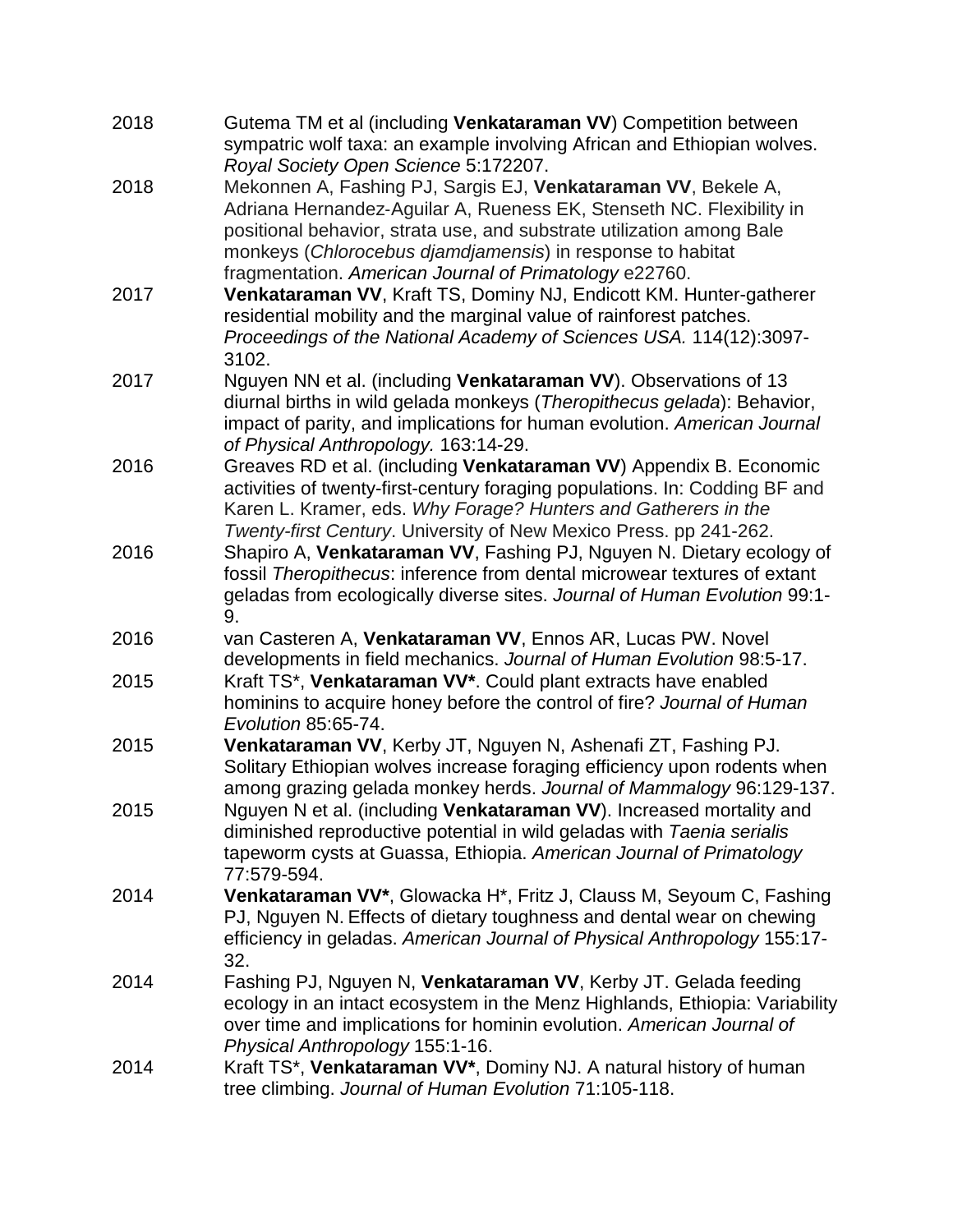2018 Gutema TM et al (including **Venkataraman VV**) Competition between sympatric wolf taxa: an example involving African and Ethiopian wolves. *Royal Society Open Science* 5:172207.

2018 Mekonnen A, Fashing PJ, Sargis EJ, **Venkataraman VV**, Bekele A, Adriana Hernandez-Aguilar A, Rueness EK, Stenseth NC. Flexibility in positional behavior, strata use, and substrate utilization among Bale monkeys (*Chlorocebus djamdjamensis*) in response to habitat fragmentation. *American Journal of Primatology* e22760.

2017 **Venkataraman VV**, Kraft TS, Dominy NJ, Endicott KM. Hunter-gatherer residential mobility and the marginal value of rainforest patches. *Proceedings of the National Academy of Sciences USA.* 114(12):3097-3102.

2017 Nguyen NN et al. (including **Venkataraman VV**). Observations of 13 diurnal births in wild gelada monkeys (*Theropithecus gelada*): Behavior, impact of parity, and implications for human evolution. *American Journal of Physical Anthropology.* 163:14-29.

2016 Greaves RD et al. (including **Venkataraman VV**) Appendix B. Economic activities of twenty-first-century foraging populations. In: Codding BF and Karen L. Kramer, eds. *Why Forage? Hunters and Gatherers in the Twenty-first Century*. University of New Mexico Press. pp 241-262.

2016 Shapiro A, **Venkataraman VV**, Fashing PJ, Nguyen N. Dietary ecology of fossil *Theropithecus*: inference from dental microwear textures of extant geladas from ecologically diverse sites. *Journal of Human Evolution* 99:1-9.

2016 van Casteren A, **Venkataraman VV**, Ennos AR, Lucas PW. Novel developments in field mechanics. *Journal of Human Evolution* 98:5-17.

2015 Kraft TS*, **Venkataraman VV***. Could plant extracts have enabled hominins to acquire honey before the control of fire? *Journal of Human Evolution* 85:65-74.

2015 **Venkataraman VV**, Kerby JT, Nguyen N, Ashenafi ZT, Fashing PJ. Solitary Ethiopian wolves increase foraging efficiency upon rodents when among grazing gelada monkey herds. *Journal of Mammalogy* 96:129-137.

2015 Nguyen N et al. (including **Venkataraman VV**). Increased mortality and diminished reproductive potential in wild geladas with *Taenia serialis* tapeworm cysts at Guassa, Ethiopia. *American Journal of Primatology* 77:579-594.

2014 **Venkataraman VV***, Glowacka H*, Fritz J, Clauss M, Seyoum C, Fashing PJ, Nguyen N. Effects of dietary toughness and dental wear on chewing efficiency in geladas. *American Journal of Physical Anthropology* 155:17-32.

2014 Fashing PJ, Nguyen N, **Venkataraman VV**, Kerby JT. Gelada feeding ecology in an intact ecosystem in the Menz Highlands, Ethiopia: Variability over time and implications for hominin evolution. *American Journal of Physical Anthropology* 155:1-16.

2014 Kraft TS*, **Venkataraman VV***, Dominy NJ. A natural history of human tree climbing. *Journal of Human Evolution* 71:105-118.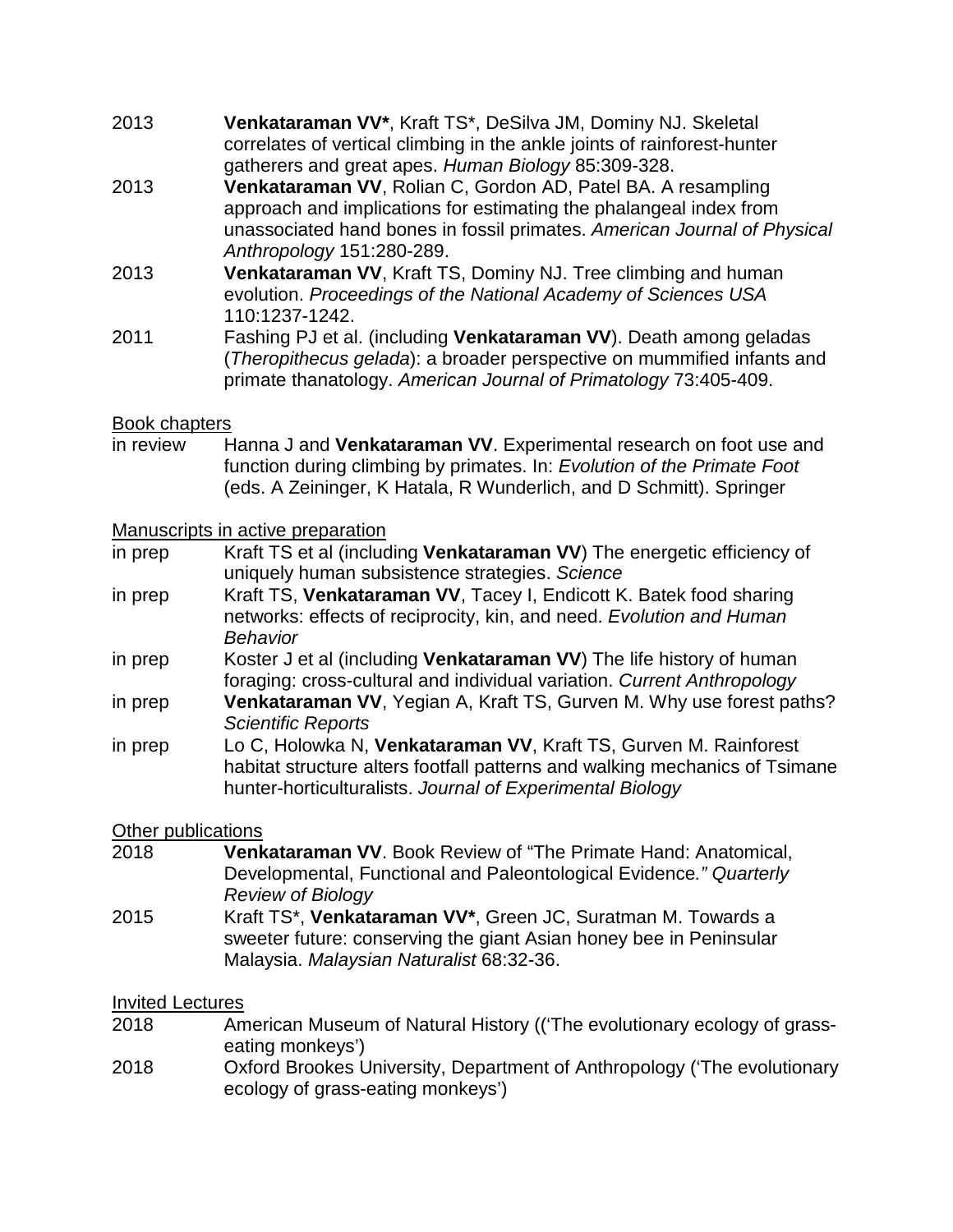2013 **Venkataraman VV***, Kraft TS*, DeSilva JM, Dominy NJ. Skeletal correlates of vertical climbing in the ankle joints of rainforest-hunter gatherers and great apes. *Human Biology* 85:309-328.

2013 **Venkataraman VV**, Rolian C, Gordon AD, Patel BA. A resampling approach and implications for estimating the phalangeal index from unassociated hand bones in fossil primates. *American Journal of Physical Anthropology* 151:280-289.

2013 **Venkataraman VV**, Kraft TS, Dominy NJ. Tree climbing and human evolution. *Proceedings of the National Academy of Sciences USA* 110:1237-1242.

2011 Fashing PJ et al. (including **Venkataraman VV**). Death among geladas (*Theropithecus gelada*): a broader perspective on mummified infants and primate thanatology. *American Journal of Primatology* 73:405-409.

<u>Book chapters</u>

in review Hanna J and **Venkataraman VV**. Experimental research on foot use and function during climbing by primates. In: *Evolution of the Primate Foot* (eds. A Zeininger, K Hatala, R Wunderlich, and D Schmitt). Springer

<u>Manuscripts in active preparation</u>

in prep Kraft TS et al (including **Venkataraman VV**) The energetic efficiency of uniquely human subsistence strategies. *Science*

in prep Kraft TS, **Venkataraman VV**, Tacey I, Endicott K. Batek food sharing networks: effects of reciprocity, kin, and need. *Evolution and Human Behavior*

in prep Koster J et al (including **Venkataraman VV**) The life history of human foraging: cross-cultural and individual variation. *Current Anthropology*

in prep **Venkataraman VV**, Yegian A, Kraft TS, Gurven M. Why use forest paths? *Scientific Reports*

in prep Lo C, Holowka N, **Venkataraman VV**, Kraft TS, Gurven M. Rainforest habitat structure alters footfall patterns and walking mechanics of Tsimane hunter-horticulturalists. *Journal of Experimental Biology*

<u>Other publications</u>

2018 **Venkataraman VV**. Book Review of "The Primate Hand: Anatomical, Developmental, Functional and Paleontological Evidence*." Quarterly Review of Biology*

2015 Kraft TS*, **Venkataraman VV***, Green JC, Suratman M. Towards a sweeter future: conserving the giant Asian honey bee in Peninsular Malaysia. *Malaysian Naturalist* 68:32-36.

<u>Invited Lectures</u>

2018 American Museum of Natural History (('The evolutionary ecology of grass-eating monkeys')

2018 Oxford Brookes University, Department of Anthropology ('The evolutionary ecology of grass-eating monkeys')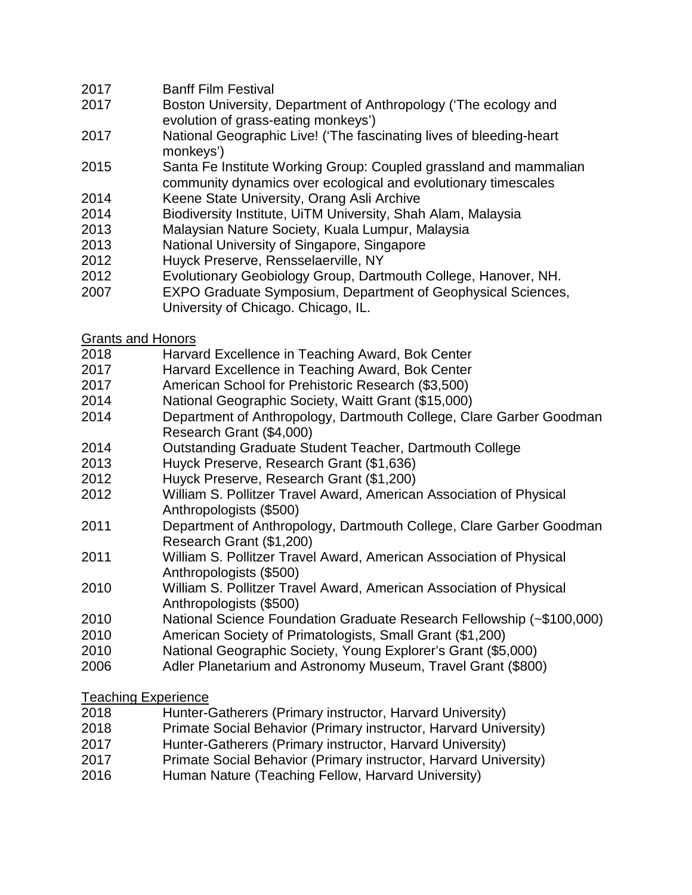2017 Banff Film Festival
2017 Boston University, Department of Anthropology ('The ecology and evolution of grass-eating monkeys')
2017 National Geographic Live! ('The fascinating lives of bleeding-heart monkeys')
2015 Santa Fe Institute Working Group: Coupled grassland and mammalian community dynamics over ecological and evolutionary timescales
2014 Keene State University, Orang Asli Archive
2014 Biodiversity Institute, UiTM University, Shah Alam, Malaysia
2013 Malaysian Nature Society, Kuala Lumpur, Malaysia
2013 National University of Singapore, Singapore
2012 Huyck Preserve, Rensselaerville, NY
2012 Evolutionary Geobiology Group, Dartmouth College, Hanover, NH.
2007 EXPO Graduate Symposium, Department of Geophysical Sciences, University of Chicago. Chicago, IL.

## Grants and Honors

2018 Harvard Excellence in Teaching Award, Bok Center
2017 Harvard Excellence in Teaching Award, Bok Center
2017 American School for Prehistoric Research ($3,500)
2014 National Geographic Society, Waitt Grant ($15,000)
2014 Department of Anthropology, Dartmouth College, Clare Garber Goodman Research Grant ($4,000)
2014 Outstanding Graduate Student Teacher, Dartmouth College
2013 Huyck Preserve, Research Grant ($1,636)
2012 Huyck Preserve, Research Grant ($1,200)
2012 William S. Pollitzer Travel Award, American Association of Physical Anthropologists ($500)
2011 Department of Anthropology, Dartmouth College, Clare Garber Goodman Research Grant ($1,200)
2011 William S. Pollitzer Travel Award, American Association of Physical Anthropologists ($500)
2010 William S. Pollitzer Travel Award, American Association of Physical Anthropologists ($500)
2010 National Science Foundation Graduate Research Fellowship (~$100,000)
2010 American Society of Primatologists, Small Grant ($1,200)
2010 National Geographic Society, Young Explorer's Grant ($5,000)
2006 Adler Planetarium and Astronomy Museum, Travel Grant ($800)

## Teaching Experience

2018 Hunter-Gatherers (Primary instructor, Harvard University)
2018 Primate Social Behavior (Primary instructor, Harvard University)
2017 Hunter-Gatherers (Primary instructor, Harvard University)
2017 Primate Social Behavior (Primary instructor, Harvard University)
2016 Human Nature (Teaching Fellow, Harvard University)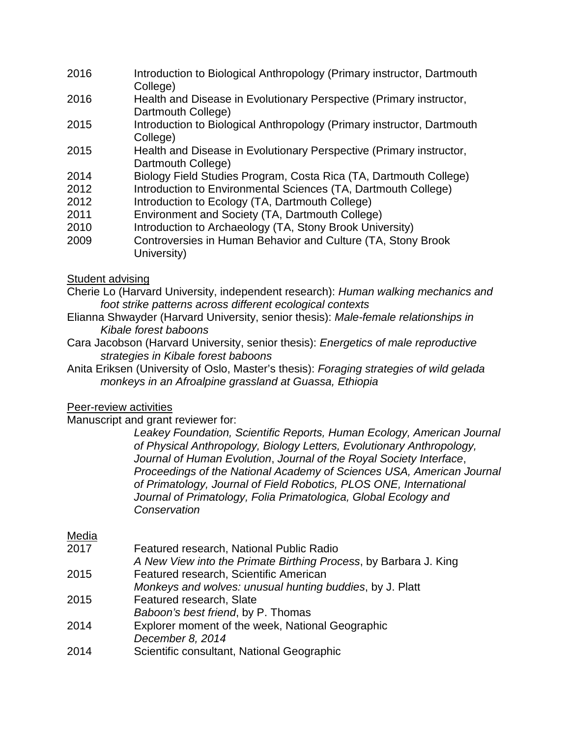2016 Introduction to Biological Anthropology (Primary instructor, Dartmouth College)
2016 Health and Disease in Evolutionary Perspective (Primary instructor, Dartmouth College)
2015 Introduction to Biological Anthropology (Primary instructor, Dartmouth College)
2015 Health and Disease in Evolutionary Perspective (Primary instructor, Dartmouth College)
2014 Biology Field Studies Program, Costa Rica (TA, Dartmouth College)
2012 Introduction to Environmental Sciences (TA, Dartmouth College)
2012 Introduction to Ecology (TA, Dartmouth College)
2011 Environment and Society (TA, Dartmouth College)
2010 Introduction to Archaeology (TA, Stony Brook University)
2009 Controversies in Human Behavior and Culture (TA, Stony Brook University)

Student advising

Cherie Lo (Harvard University, independent research): *Human walking mechanics and foot strike patterns across different ecological contexts*

Elianna Shwayder (Harvard University, senior thesis): *Male-female relationships in Kibale forest baboons*

Cara Jacobson (Harvard University, senior thesis): *Energetics of male reproductive strategies in Kibale forest baboons*

Anita Eriksen (University of Oslo, Master's thesis): *Foraging strategies of wild gelada monkeys in an Afroalpine grassland at Guassa, Ethiopia*

Peer-review activities

Manuscript and grant reviewer for:

*Leakey Foundation, Scientific Reports, Human Ecology, American Journal of Physical Anthropology, Biology Letters, Evolutionary Anthropology, Journal of Human Evolution*, *Journal of the Royal Society Interface*, *Proceedings of the National Academy of Sciences USA, American Journal of Primatology, Journal of Field Robotics, PLOS ONE, International Journal of Primatology, Folia Primatologica, Global Ecology and Conservation*

Media

2017 Featured research, National Public Radio
*A New View into the Primate Birthing Process*, by Barbara J. King

2015 Featured research, Scientific American
*Monkeys and wolves: unusual hunting buddies*, by J. Platt

2015 Featured research, Slate
*Baboon's best friend*, by P. Thomas

2014 Explorer moment of the week, National Geographic
*December 8, 2014*

2014 Scientific consultant, National Geographic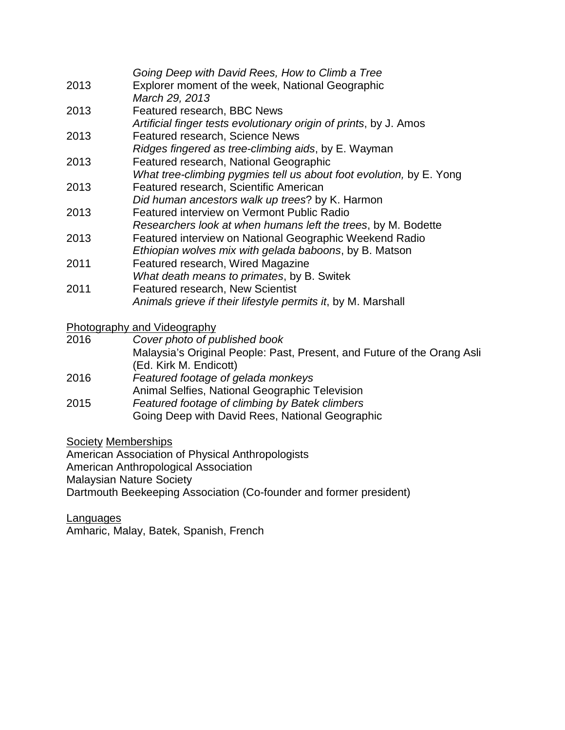*Going Deep with David Rees, How to Climb a Tree*

2013 Explorer moment of the week, National Geographic
*March 29, 2013*

2013 Featured research, BBC News
*Artificial finger tests evolutionary origin of prints*, by J. Amos

2013 Featured research, Science News
*Ridges fingered as tree-climbing aids*, by E. Wayman

2013 Featured research, National Geographic
*What tree-climbing pygmies tell us about foot evolution,* by E. Yong

2013 Featured research, Scientific American
*Did human ancestors walk up trees*? by K. Harmon

2013 Featured interview on Vermont Public Radio
*Researchers look at when humans left the trees*, by M. Bodette

2013 Featured interview on National Geographic Weekend Radio
*Ethiopian wolves mix with gelada baboons*, by B. Matson

2011 Featured research, Wired Magazine
*What death means to primates*, by B. Switek

2011 Featured research, New Scientist
*Animals grieve if their lifestyle permits it*, by M. Marshall

<u>Photography and Videography</u>

2016 *Cover photo of published book*
Malaysia's Original People: Past, Present, and Future of the Orang Asli (Ed. Kirk M. Endicott)

2016 *Featured footage of gelada monkeys*
Animal Selfies, National Geographic Television

2015 *Featured footage of climbing by Batek climbers*
Going Deep with David Rees, National Geographic

<u>Society Memberships</u>

American Association of Physical Anthropologists
American Anthropological Association
Malaysian Nature Society
Dartmouth Beekeeping Association (Co-founder and former president)

<u>Languages</u>

Amharic, Malay, Batek, Spanish, French